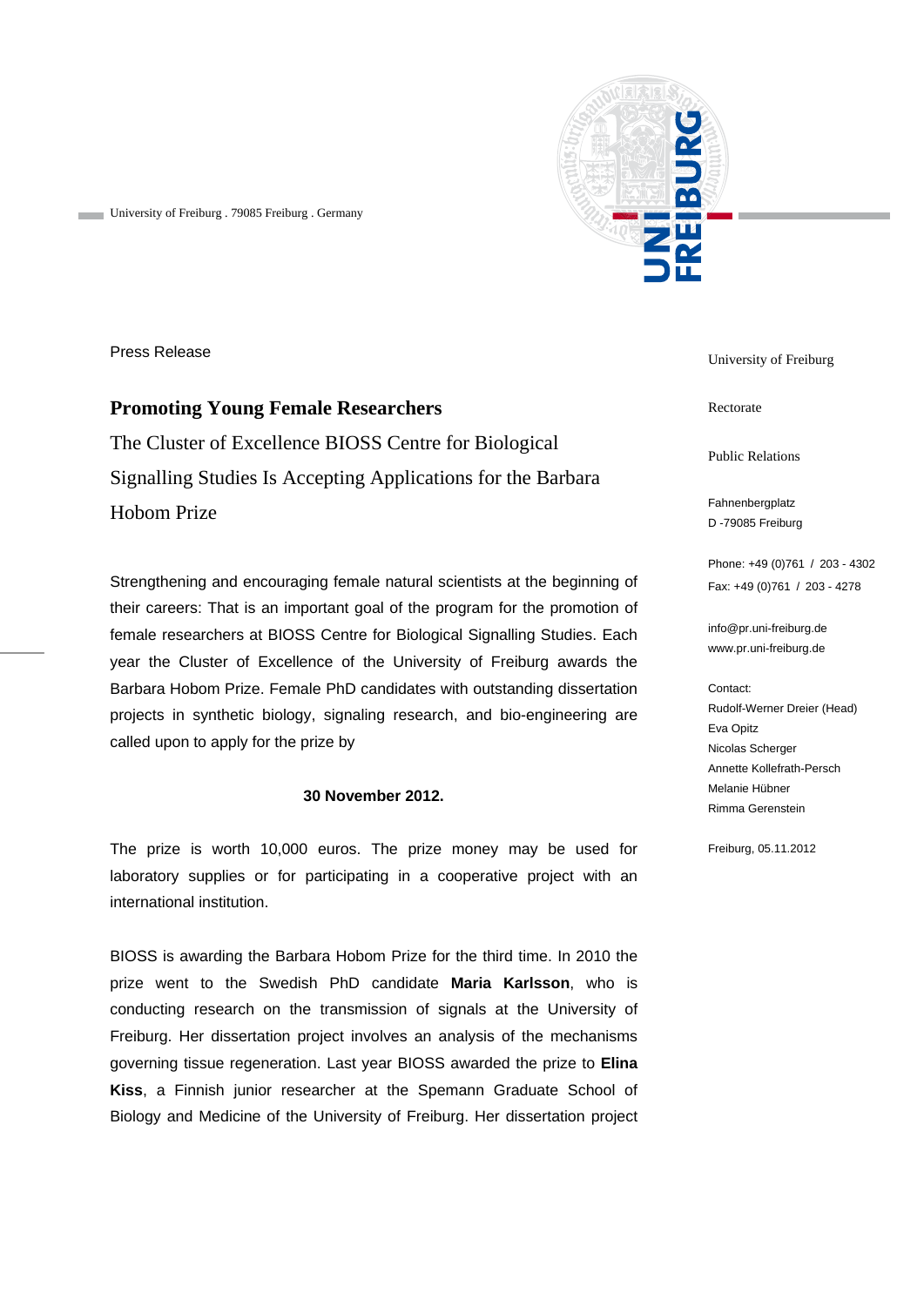University of Freiburg . 79085 Freiburg . Germany

Press Release

## Promoting Young Female Researchers

The Cluster of Excellence BIOSS Centre for Biological Signalling Studies Is Accepting Applications for the Barbara Hobom Prize

Strengthening and encouraging female natural scientists at the beginning of their careers: That is an important goal of the program for the promotion of female researchers at BIOSS Centre for Biological Signalling Studies. Each year the Cluster of Excellence of the University of Freiburg awards the Barbara Hobom Prize. Female PhD candidates with outstanding dissertation projects in synthetic biology, signaling research, and bio-engineering are called upon to apply for the prize by

**30 November 2012.**

The prize is worth 10,000 euros. The prize money may be used for laboratory supplies or for participating in a cooperative project with an international institution.

BIOSS is awarding the Barbara Hobom Prize for the third time. In 2010 the prize went to the Swedish PhD candidate **Maria Karlsson**, who is conducting research on the transmission of signals at the University of Freiburg. Her dissertation project involves an analysis of the mechanisms governing tissue regeneration. Last year BIOSS awarded the prize to **Elina Kiss**, a Finnish junior researcher at the Spemann Graduate School of Biology and Medicine of the University of Freiburg. Her dissertation project

University of Freiburg

Rectorate

Public Relations

Fahnenbergplatz
D -79085 Freiburg

Phone: +49 (0)761 / 203 - 4302
Fax: +49 (0)761 / 203 - 4278

info@pr.uni-freiburg.de
www.pr.uni-freiburg.de

Contact:
Rudolf-Werner Dreier (Head)
Eva Opitz
Nicolas Scherger
Annette Kollefrath-Persch
Melanie Hübner
Rimma Gerenstein

Freiburg, 05.11.2012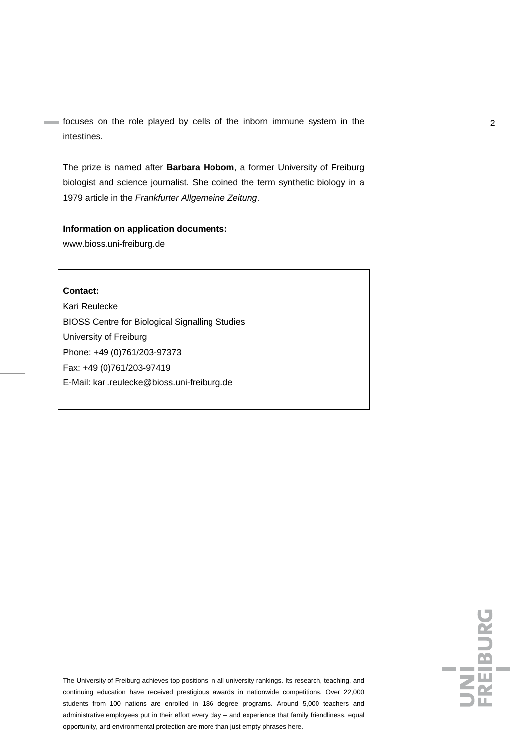focuses on the role played by cells of the inborn immune system in the intestines.

The prize is named after **Barbara Hobom**, a former University of Freiburg biologist and science journalist. She coined the term synthetic biology in a 1979 article in the *Frankfurter Allgemeine Zeitung*.

**Information on application documents:**
www.bioss.uni-freiburg.de

**Contact:**
Kari Reulecke
BIOSS Centre for Biological Signalling Studies
University of Freiburg
Phone: +49 (0)761/203-97373
Fax: +49 (0)761/203-97419
E-Mail: kari.reulecke@bioss.uni-freiburg.de

The University of Freiburg achieves top positions in all university rankings. Its research, teaching, and continuing education have received prestigious awards in nationwide competitions. Over 22,000 students from 100 nations are enrolled in 186 degree programs. Around 5,000 teachers and administrative employees put in their effort every day – and experience that family friendliness, equal opportunity, and environmental protection are more than just empty phrases here.